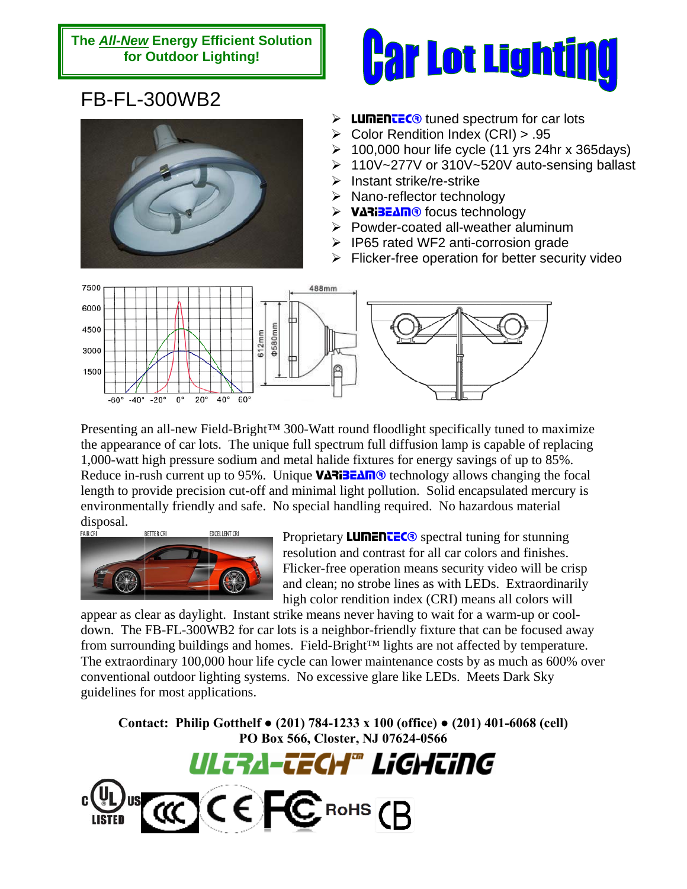**The *All-New* Energy Efficient Solution for Outdoor Lighting!**

# Car Lot Lighting

## FB-FL-300WB2

- LUMENTEC® tuned spectrum for car lots
- Color Rendition Index (CRI) > .95
- 100,000 hour life cycle (11 yrs 24hr x 365days)
- 110V~277V or 310V~520V auto-sensing ballast
- Instant strike/re-strike
- Nano-reflector technology
- VARIBEAM® focus technology
- Powder-coated all-weather aluminum
- IP65 rated WF2 anti-corrosion grade
- Flicker-free operation for better security video

Presenting an all-new Field-Bright™ 300-Watt round floodlight specifically tuned to maximize the appearance of car lots. The unique full spectrum full diffusion lamp is capable of replacing 1,000-watt high pressure sodium and metal halide fixtures for energy savings of up to 85%. Reduce in-rush current up to 95%. Unique VARIBEAM® technology allows changing the focal length to provide precision cut-off and minimal light pollution. Solid encapsulated mercury is environmentally friendly and safe. No special handling required. No hazardous material disposal.

Proprietary LUMENTEC® spectral tuning for stunning resolution and contrast for all car colors and finishes. Flicker-free operation means security video will be crisp and clean; no strobe lines as with LEDs. Extraordinarily high color rendition index (CRI) means all colors will appear as clear as daylight. Instant strike means never having to wait for a warm-up or cool-down. The FB-FL-300WB2 for car lots is a neighbor-friendly fixture that can be focused away from surrounding buildings and homes. Field-Bright™ lights are not affected by temperature. The extraordinary 100,000 hour life cycle can lower maintenance costs by as much as 600% over conventional outdoor lighting systems. No excessive glare like LEDs. Meets Dark Sky guidelines for most applications.

**Contact: Philip Gotthelf • (201) 784-1233 x 100 (office) • (201) 401-6068 (cell)**
**PO Box 566, Closter, NJ 07624-0566**

**ULTRA-TECH™ LIGHTING**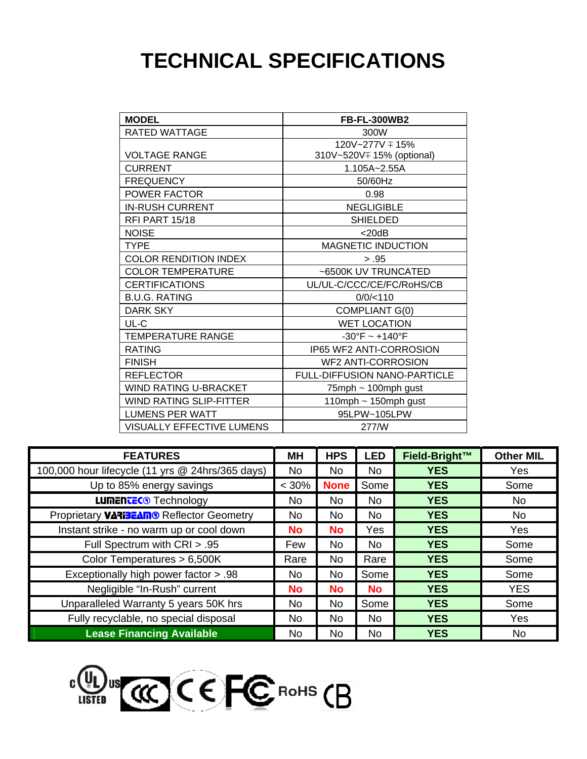# TECHNICAL SPECIFICATIONS

| MODEL | FB-FL-300WB2 |
|---|---|
| RATED WATTAGE | 300W |
| VOLTAGE RANGE | 120V~277V ∓ 15%<br>310V~520V∓ 15% (optional) |
| CURRENT | 1.105A~2.55A |
| FREQUENCY | 50/60Hz |
| POWER FACTOR | 0.98 |
| IN-RUSH CURRENT | NEGLIGIBLE |
| RFI PART 15/18 | SHIELDED |
| NOISE | <20dB |
| TYPE | MAGNETIC INDUCTION |
| COLOR RENDITION INDEX | > .95 |
| COLOR TEMPERATURE | ~6500K UV TRUNCATED |
| CERTIFICATIONS | UL/UL-C/CCC/CE/FC/RoHS/CB |
| B.U.G. RATING | 0/0/<110 |
| DARK SKY | COMPLIANT G(0) |
| UL-C | WET LOCATION |
| TEMPERATURE RANGE | -30°F ~ +140°F |
| RATING | IP65 WF2 ANTI-CORROSION |
| FINISH | WF2 ANTI-CORROSION |
| REFLECTOR | FULL-DIFFUSION NANO-PARTICLE |
| WIND RATING U-BRACKET | 75mph ~ 100mph gust |
| WIND RATING SLIP-FITTER | 110mph ~ 150mph gust |
| LUMENS PER WATT | 95LPW~105LPW |
| VISUALLY EFFECTIVE LUMENS | 277/W |

| FEATURES | MH | HPS | LED | Field-Bright™ | Other MIL |
|---|---|---|---|---|---|
| 100,000 hour lifecycle (11 yrs @ 24hrs/365 days) | No | No | No | YES | Yes |
| Up to 85% energy savings | < 30% | None | Some | YES | Some |
| LUMENTEC® Technology | No | No | No | YES | No |
| Proprietary VARIBEAM® Reflector Geometry | No | No | No | YES | No |
| Instant strike - no warm up or cool down | No | No | Yes | YES | Yes |
| Full Spectrum with CRI > .95 | Few | No | No | YES | Some |
| Color Temperatures > 6,500K | Rare | No | Rare | YES | Some |
| Exceptionally high power factor > .98 | No | No | Some | YES | Some |
| Negligible “In-Rush” current | No | No | No | YES | YES |
| Unparalleled Warranty 5 years 50K hrs | No | No | Some | YES | Some |
| Fully recyclable, no special disposal | No | No | No | YES | Yes |
| **Lease Financing Available** | No | No | No | YES | No |

c UL US LISTED CCC CE FC RoHS CB